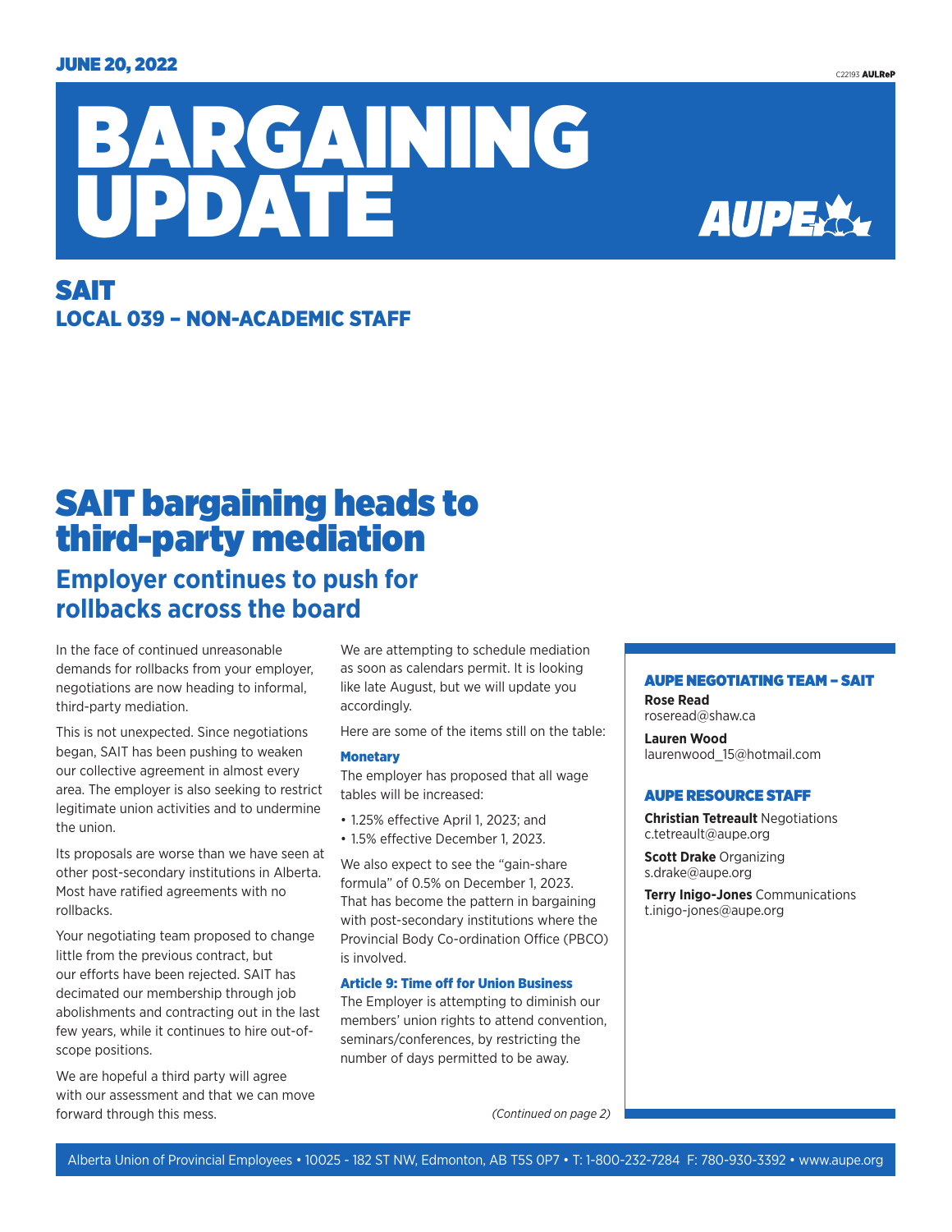JUNE 20, 2022

# BARGAINING UPDATE

## SAIT
### LOCAL 039 – NON-ACADEMIC STAFF

# SAIT bargaining heads to third-party mediation

## Employer continues to push for rollbacks across the board

In the face of continued unreasonable demands for rollbacks from your employer, negotiations are now heading to informal, third-party mediation.

This is not unexpected. Since negotiations began, SAIT has been pushing to weaken our collective agreement in almost every area. The employer is also seeking to restrict legitimate union activities and to undermine the union.

Its proposals are worse than we have seen at other post-secondary institutions in Alberta. Most have ratified agreements with no rollbacks.

Your negotiating team proposed to change little from the previous contract, but our efforts have been rejected. SAIT has decimated our membership through job abolishments and contracting out in the last few years, while it continues to hire out-of-scope positions.

We are hopeful a third party will agree with our assessment and that we can move forward through this mess.

We are attempting to schedule mediation as soon as calendars permit. It is looking like late August, but we will update you accordingly.

Here are some of the items still on the table:

**Monetary**

The employer has proposed that all wage tables will be increased:

- 1.25% effective April 1, 2023; and
- 1.5% effective December 1, 2023.

We also expect to see the "gain-share formula" of 0.5% on December 1, 2023. That has become the pattern in bargaining with post-secondary institutions where the Provincial Body Co-ordination Office (PBCO) is involved.

**Article 9: Time off for Union Business**

The Employer is attempting to diminish our members' union rights to attend convention, seminars/conferences, by restricting the number of days permitted to be away.

*(Continued on page 2)*

### AUPE NEGOTIATING TEAM – SAIT

**Rose Read**
roseread@shaw.ca

**Lauren Wood**
laurenwood_15@hotmail.com

### AUPE RESOURCE STAFF

**Christian Tetreault** Negotiations
c.tetreault@aupe.org

**Scott Drake** Organizing
s.drake@aupe.org

**Terry Inigo-Jones** Communications
t.inigo-jones@aupe.org

Alberta Union of Provincial Employees • 10025 - 182 ST NW, Edmonton, AB T5S 0P7 • T: 1-800-232-7284 F: 780-930-3392 • www.aupe.org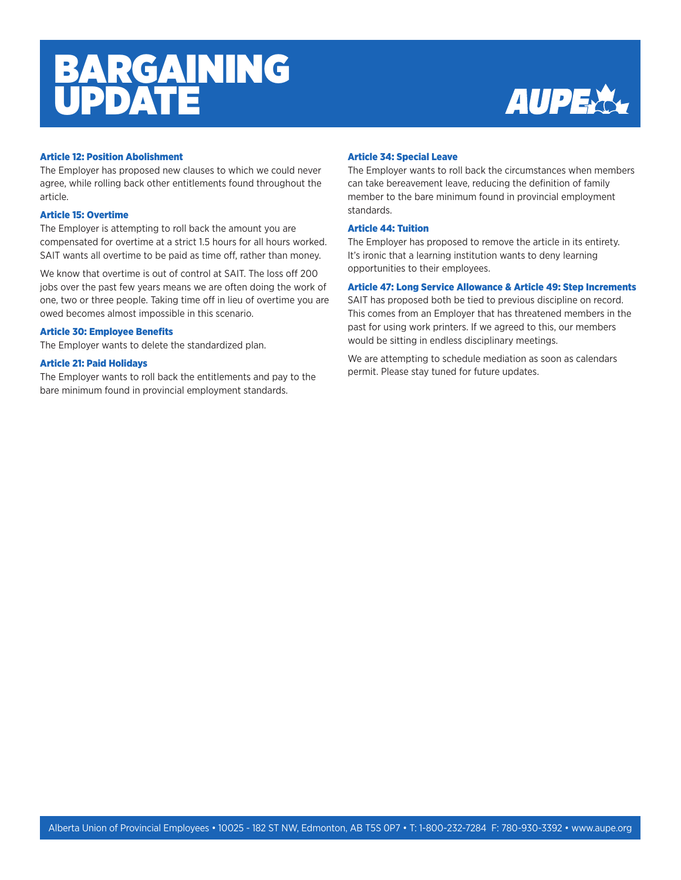# BARGAINING UPDATE

### Article 12: Position Abolishment

The Employer has proposed new clauses to which we could never agree, while rolling back other entitlements found throughout the article.

### Article 15: Overtime

The Employer is attempting to roll back the amount you are compensated for overtime at a strict 1.5 hours for all hours worked. SAIT wants all overtime to be paid as time off, rather than money.

We know that overtime is out of control at SAIT. The loss off 200 jobs over the past few years means we are often doing the work of one, two or three people. Taking time off in lieu of overtime you are owed becomes almost impossible in this scenario.

### Article 30: Employee Benefits

The Employer wants to delete the standardized plan.

### Article 21: Paid Holidays

The Employer wants to roll back the entitlements and pay to the bare minimum found in provincial employment standards.

### Article 34: Special Leave

The Employer wants to roll back the circumstances when members can take bereavement leave, reducing the definition of family member to the bare minimum found in provincial employment standards.

### Article 44: Tuition

The Employer has proposed to remove the article in its entirety. It's ironic that a learning institution wants to deny learning opportunities to their employees.

### Article 47: Long Service Allowance & Article 49: Step Increments

SAIT has proposed both be tied to previous discipline on record. This comes from an Employer that has threatened members in the past for using work printers. If we agreed to this, our members would be sitting in endless disciplinary meetings.

We are attempting to schedule mediation as soon as calendars permit. Please stay tuned for future updates.

Alberta Union of Provincial Employees • 10025 - 182 ST NW, Edmonton, AB T5S 0P7 • T: 1-800-232-7284 F: 780-930-3392 • www.aupe.org